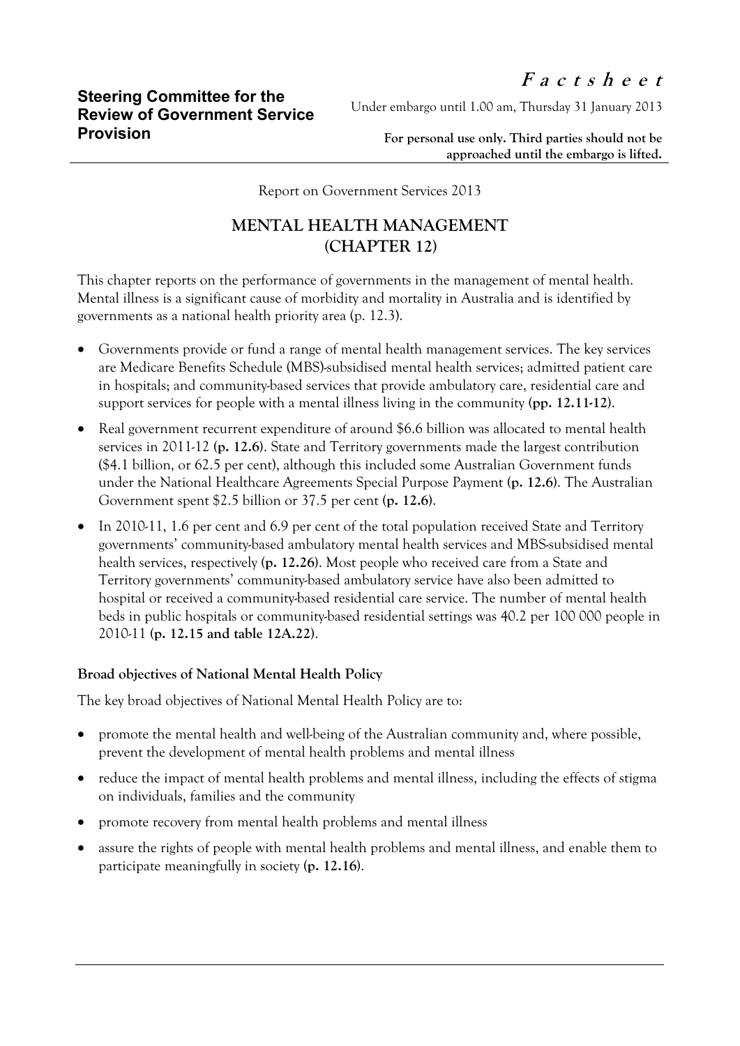**Steering Committee for the Review of Government Service Provision**

***F a c t s h e e t***

Under embargo until 1.00 am, Thursday 31 January 2013

**For personal use only. Third parties should not be approached until the embargo is lifted.**

Report on Government Services 2013

# MENTAL HEALTH MANAGEMENT (CHAPTER 12)

This chapter reports on the performance of governments in the management of mental health. Mental illness is a significant cause of morbidity and mortality in Australia and is identified by governments as a national health priority area (p. 12.3).

- Governments provide or fund a range of mental health management services. The key services are Medicare Benefits Schedule (MBS)-subsidised mental health services; admitted patient care in hospitals; and community-based services that provide ambulatory care, residential care and support services for people with a mental illness living in the community **(pp. 12.11-12)**.
- Real government recurrent expenditure of around $6.6 billion was allocated to mental health services in 2011-12 **(p. 12.6)**. State and Territory governments made the largest contribution ($4.1 billion, or 62.5 per cent), although this included some Australian Government funds under the National Healthcare Agreements Special Purpose Payment **(p. 12.6)**. The Australian Government spent $2.5 billion or 37.5 per cent **(p. 12.6)**.
- In 2010-11, 1.6 per cent and 6.9 per cent of the total population received State and Territory governments' community-based ambulatory mental health services and MBS-subsidised mental health services, respectively **(p. 12.26)**. Most people who received care from a State and Territory governments' community-based ambulatory service have also been admitted to hospital or received a community-based residential care service. The number of mental health beds in public hospitals or community-based residential settings was 40.2 per 100 000 people in 2010-11 **(p. 12.15 and table 12A.22)**.

### Broad objectives of National Mental Health Policy

The key broad objectives of National Mental Health Policy are to:

- promote the mental health and well-being of the Australian community and, where possible, prevent the development of mental health problems and mental illness
- reduce the impact of mental health problems and mental illness, including the effects of stigma on individuals, families and the community
- promote recovery from mental health problems and mental illness
- assure the rights of people with mental health problems and mental illness, and enable them to participate meaningfully in society **(p. 12.16)**.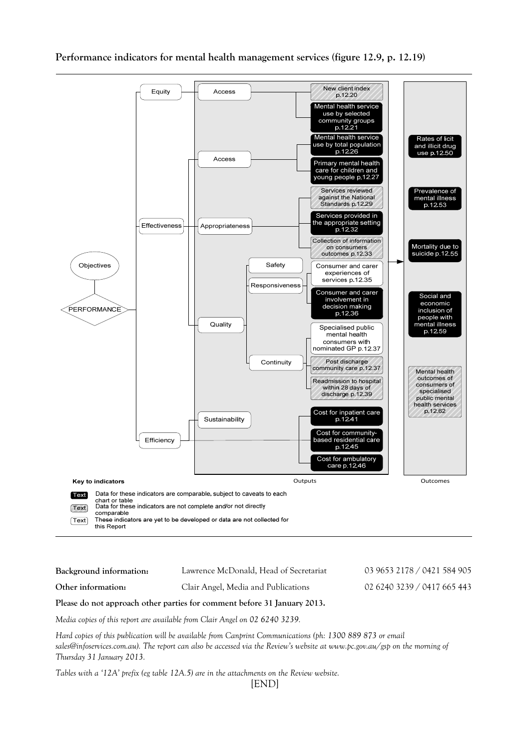**Performance indicators for mental health management services (figure 12.9, p. 12.19)**

Equity
Access
New client index p.12.20
Mental health service use by selected community groups p.12.21
Access
Mental health service use by total population p.12.26
Primary mental health care for children and young people p.12.27
Effectiveness
Appropriateness
Services reviewed against the National Standards p.12.29
Services provided in the appropriate setting p.12.32
Collection of information on consumers outcomes p.12.33
Objectives
PERFORMANCE
Safety
Responsiveness
Consumer and carer experiences of services p.12.35
Consumer and carer involvement in decision making p.12.36
Quality
Specialised public mental health consumers with nominated GP p.12.37
Continuity
Post discharge community care p.12.37
Readmission to hospital within 28 days of discharge p.12.39
Sustainability
Cost for inpatient care p.12.41
Efficiency
Cost for community-based residential care p.12.45
Cost for ambulatory care p.12.46

Rates of licit and illicit drug use p.12.50
Prevalence of mental illness p.12.53
Mortality due to suicide p.12.55
Social and economic inclusion of people with mental illness p.12.59
Mental health outcomes of consumers of specialised public mental health services p.12.62

Outputs
Outcomes

Key to indicators
Text — Data for these indicators are comparable, subject to caveats to each chart or table
Text — Data for these indicators are not complete and/or not directly comparable
Text — These indicators are yet to be developed or data are not collected for this Report

---

| | | |
|---|---|---|
| **Background information:** | Lawrence McDonald, Head of Secretariat | 03 9653 2178 / 0421 584 905 |
| **Other information:** | Clair Angel, Media and Publications | 02 6240 3239 / 0417 665 443 |

**Please do not approach other parties for comment before 31 January 2013.**

*Media copies of this report are available from Clair Angel on 02 6240 3239.*

*Hard copies of this publication will be available from Canprint Communications (ph: 1300 889 873 or email sales@infoservices.com.au). The report can also be accessed via the Review's website at www.pc.gov.au/gsp on the morning of Thursday 31 January 2013.*

*Tables with a '12A' prefix (eg table 12A.5) are in the attachments on the Review website.*

[END]